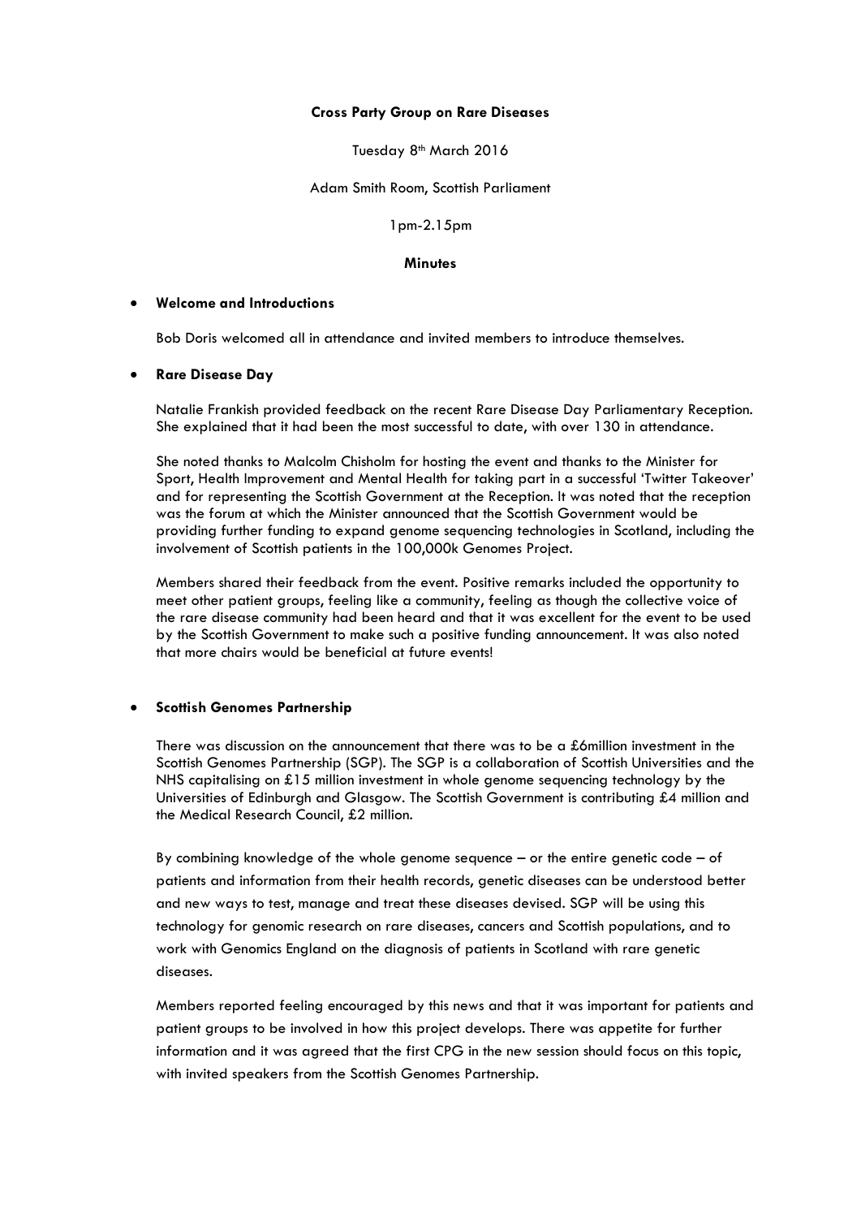**Cross Party Group on Rare Diseases**

Tuesday 8th March 2016

Adam Smith Room, Scottish Parliament

1pm-2.15pm

**Minutes**

- **Welcome and Introductions**

  Bob Doris welcomed all in attendance and invited members to introduce themselves.

- **Rare Disease Day**

  Natalie Frankish provided feedback on the recent Rare Disease Day Parliamentary Reception. She explained that it had been the most successful to date, with over 130 in attendance.

  She noted thanks to Malcolm Chisholm for hosting the event and thanks to the Minister for Sport, Health Improvement and Mental Health for taking part in a successful 'Twitter Takeover' and for representing the Scottish Government at the Reception. It was noted that the reception was the forum at which the Minister announced that the Scottish Government would be providing further funding to expand genome sequencing technologies in Scotland, including the involvement of Scottish patients in the 100,000k Genomes Project.

  Members shared their feedback from the event. Positive remarks included the opportunity to meet other patient groups, feeling like a community, feeling as though the collective voice of the rare disease community had been heard and that it was excellent for the event to be used by the Scottish Government to make such a positive funding announcement. It was also noted that more chairs would be beneficial at future events!

- **Scottish Genomes Partnership**

  There was discussion on the announcement that there was to be a £6million investment in the Scottish Genomes Partnership (SGP). The SGP is a collaboration of Scottish Universities and the NHS capitalising on £15 million investment in whole genome sequencing technology by the Universities of Edinburgh and Glasgow. The Scottish Government is contributing £4 million and the Medical Research Council, £2 million.

  By combining knowledge of the whole genome sequence – or the entire genetic code – of patients and information from their health records, genetic diseases can be understood better and new ways to test, manage and treat these diseases devised. SGP will be using this technology for genomic research on rare diseases, cancers and Scottish populations, and to work with Genomics England on the diagnosis of patients in Scotland with rare genetic diseases.

  Members reported feeling encouraged by this news and that it was important for patients and patient groups to be involved in how this project develops. There was appetite for further information and it was agreed that the first CPG in the new session should focus on this topic, with invited speakers from the Scottish Genomes Partnership.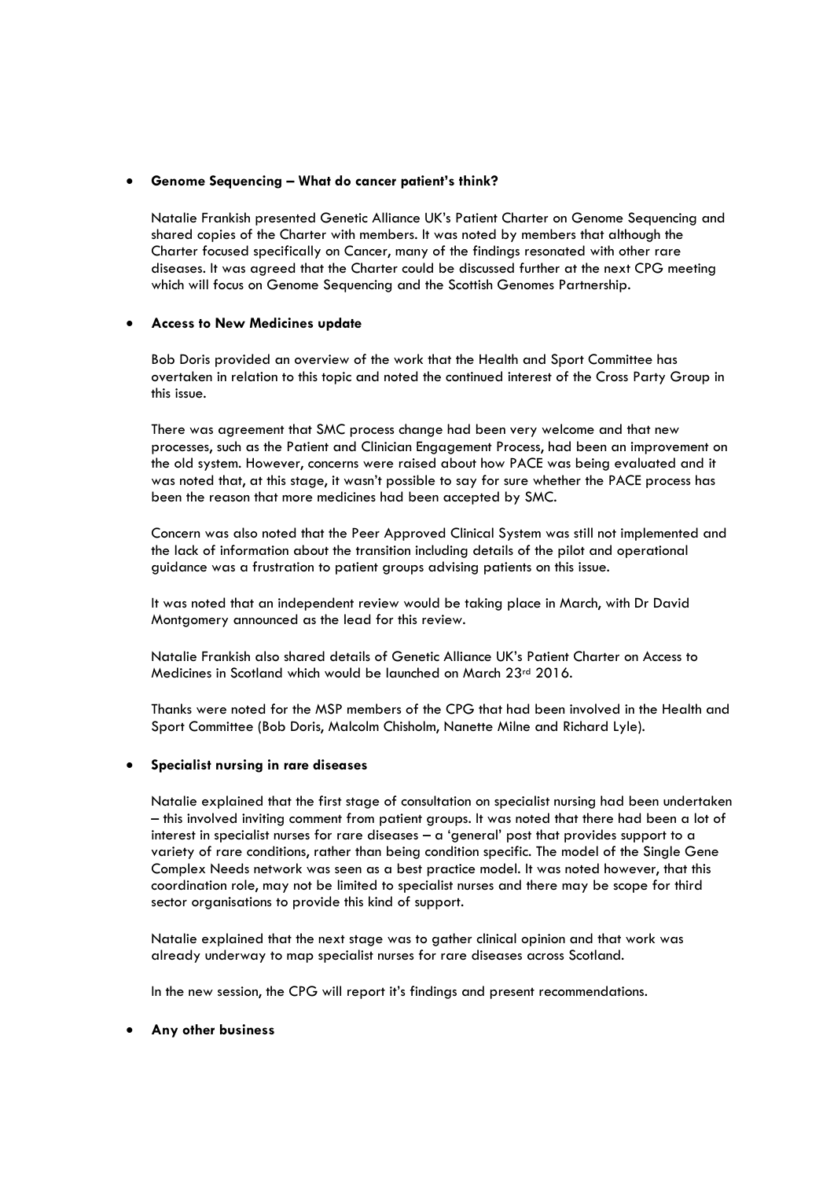- **Genome Sequencing – What do cancer patient's think?**

  Natalie Frankish presented Genetic Alliance UK's Patient Charter on Genome Sequencing and shared copies of the Charter with members. It was noted by members that although the Charter focused specifically on Cancer, many of the findings resonated with other rare diseases. It was agreed that the Charter could be discussed further at the next CPG meeting which will focus on Genome Sequencing and the Scottish Genomes Partnership.

- **Access to New Medicines update**

  Bob Doris provided an overview of the work that the Health and Sport Committee has overtaken in relation to this topic and noted the continued interest of the Cross Party Group in this issue.

  There was agreement that SMC process change had been very welcome and that new processes, such as the Patient and Clinician Engagement Process, had been an improvement on the old system. However, concerns were raised about how PACE was being evaluated and it was noted that, at this stage, it wasn't possible to say for sure whether the PACE process has been the reason that more medicines had been accepted by SMC.

  Concern was also noted that the Peer Approved Clinical System was still not implemented and the lack of information about the transition including details of the pilot and operational guidance was a frustration to patient groups advising patients on this issue.

  It was noted that an independent review would be taking place in March, with Dr David Montgomery announced as the lead for this review.

  Natalie Frankish also shared details of Genetic Alliance UK's Patient Charter on Access to Medicines in Scotland which would be launched on March 23rd 2016.

  Thanks were noted for the MSP members of the CPG that had been involved in the Health and Sport Committee (Bob Doris, Malcolm Chisholm, Nanette Milne and Richard Lyle).

- **Specialist nursing in rare diseases**

  Natalie explained that the first stage of consultation on specialist nursing had been undertaken – this involved inviting comment from patient groups. It was noted that there had been a lot of interest in specialist nurses for rare diseases – a 'general' post that provides support to a variety of rare conditions, rather than being condition specific. The model of the Single Gene Complex Needs network was seen as a best practice model. It was noted however, that this coordination role, may not be limited to specialist nurses and there may be scope for third sector organisations to provide this kind of support.

  Natalie explained that the next stage was to gather clinical opinion and that work was already underway to map specialist nurses for rare diseases across Scotland.

  In the new session, the CPG will report it's findings and present recommendations.

- **Any other business**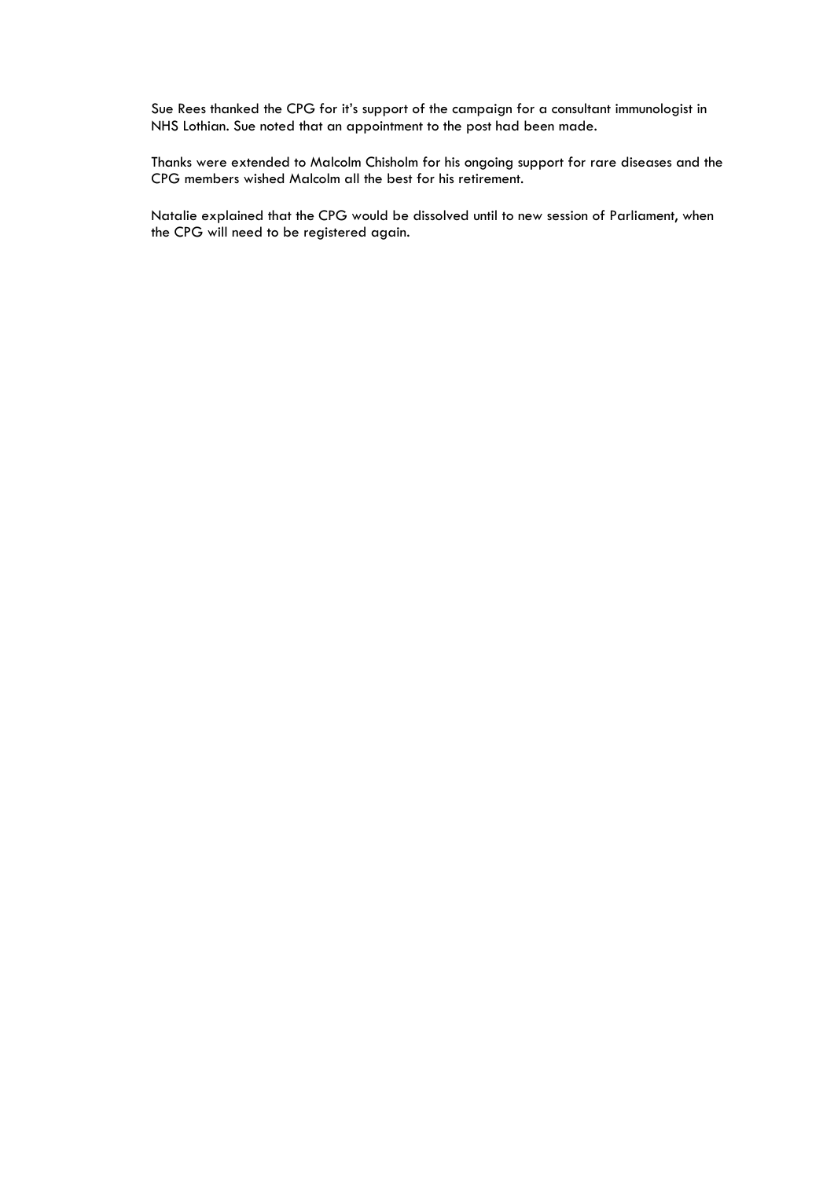Sue Rees thanked the CPG for it's support of the campaign for a consultant immunologist in NHS Lothian. Sue noted that an appointment to the post had been made.

Thanks were extended to Malcolm Chisholm for his ongoing support for rare diseases and the CPG members wished Malcolm all the best for his retirement.

Natalie explained that the CPG would be dissolved until to new session of Parliament, when the CPG will need to be registered again.